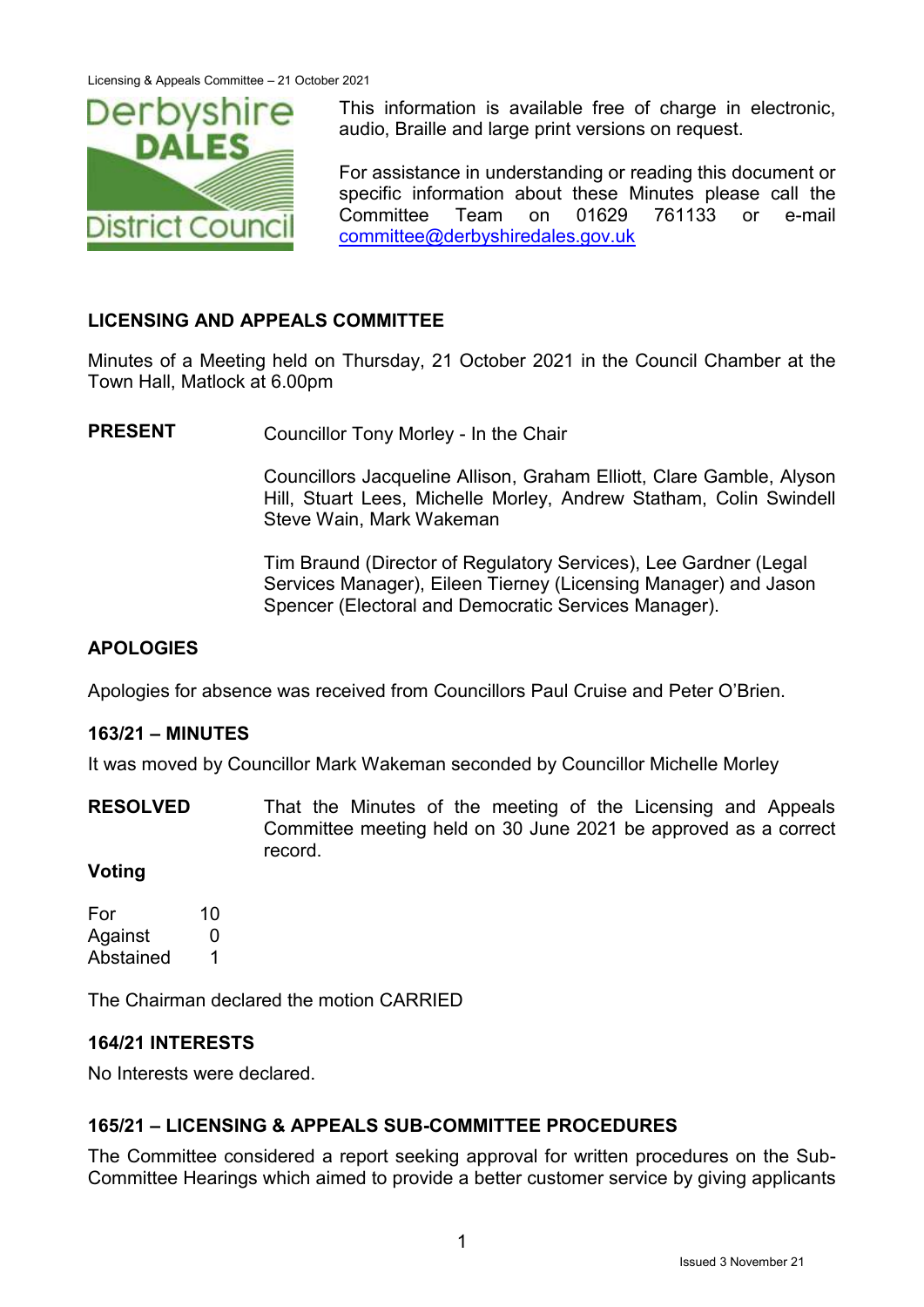This information is available free of charge in electronic, audio, Braille and large print versions on request.

For assistance in understanding or reading this document or specific information about these Minutes please call the Committee Team on 01629 761133 or e-mail committee@derbyshiredales.gov.uk

## LICENSING AND APPEALS COMMITTEE

Minutes of a Meeting held on Thursday, 21 October 2021 in the Council Chamber at the Town Hall, Matlock at 6.00pm

**PRESENT** Councillor Tony Morley - In the Chair

Councillors Jacqueline Allison, Graham Elliott, Clare Gamble, Alyson Hill, Stuart Lees, Michelle Morley, Andrew Statham, Colin Swindell Steve Wain, Mark Wakeman

Tim Braund (Director of Regulatory Services), Lee Gardner (Legal Services Manager), Eileen Tierney (Licensing Manager) and Jason Spencer (Electoral and Democratic Services Manager).

### APOLOGIES

Apologies for absence was received from Councillors Paul Cruise and Peter O'Brien.

### 163/21 – MINUTES

It was moved by Councillor Mark Wakeman seconded by Councillor Michelle Morley

**RESOLVED** That the Minutes of the meeting of the Licensing and Appeals Committee meeting held on 30 June 2021 be approved as a correct record.

**Voting**

| | |
|---|---|
| For | 10 |
| Against | 0 |
| Abstained | 1 |

The Chairman declared the motion CARRIED

### 164/21 INTERESTS

No Interests were declared.

### 165/21 – LICENSING & APPEALS SUB-COMMITTEE PROCEDURES

The Committee considered a report seeking approval for written procedures on the Sub-Committee Hearings which aimed to provide a better customer service by giving applicants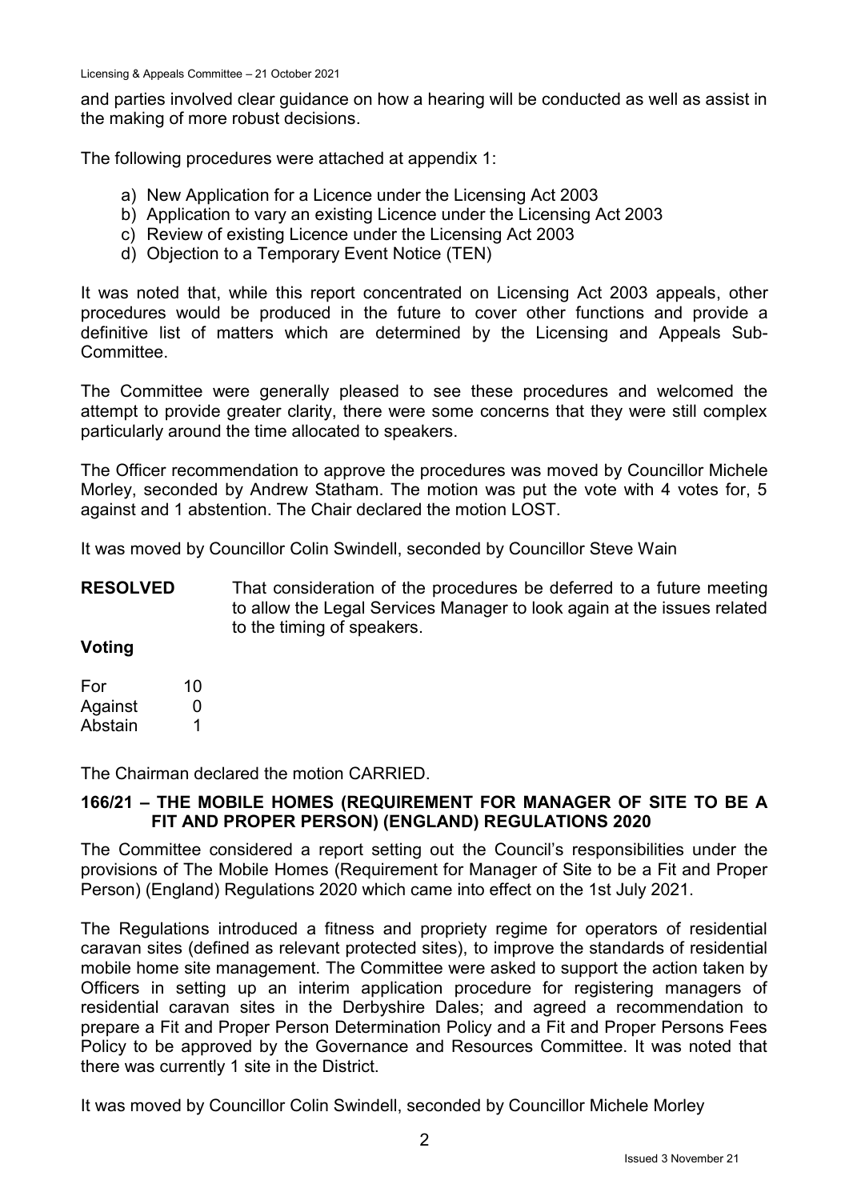and parties involved clear guidance on how a hearing will be conducted as well as assist in the making of more robust decisions.

The following procedures were attached at appendix 1:

a) New Application for a Licence under the Licensing Act 2003
b) Application to vary an existing Licence under the Licensing Act 2003
c) Review of existing Licence under the Licensing Act 2003
d) Objection to a Temporary Event Notice (TEN)

It was noted that, while this report concentrated on Licensing Act 2003 appeals, other procedures would be produced in the future to cover other functions and provide a definitive list of matters which are determined by the Licensing and Appeals Sub-Committee.

The Committee were generally pleased to see these procedures and welcomed the attempt to provide greater clarity, there were some concerns that they were still complex particularly around the time allocated to speakers.

The Officer recommendation to approve the procedures was moved by Councillor Michele Morley, seconded by Andrew Statham. The motion was put the vote with 4 votes for, 5 against and 1 abstention. The Chair declared the motion LOST.

It was moved by Councillor Colin Swindell, seconded by Councillor Steve Wain

**RESOLVED** That consideration of the procedures be deferred to a future meeting to allow the Legal Services Manager to look again at the issues related to the timing of speakers.

**Voting**

For 10
Against 0
Abstain 1

The Chairman declared the motion CARRIED.

## 166/21 – THE MOBILE HOMES (REQUIREMENT FOR MANAGER OF SITE TO BE A FIT AND PROPER PERSON) (ENGLAND) REGULATIONS 2020

The Committee considered a report setting out the Council's responsibilities under the provisions of The Mobile Homes (Requirement for Manager of Site to be a Fit and Proper Person) (England) Regulations 2020 which came into effect on the 1st July 2021.

The Regulations introduced a fitness and propriety regime for operators of residential caravan sites (defined as relevant protected sites), to improve the standards of residential mobile home site management. The Committee were asked to support the action taken by Officers in setting up an interim application procedure for registering managers of residential caravan sites in the Derbyshire Dales; and agreed a recommendation to prepare a Fit and Proper Person Determination Policy and a Fit and Proper Persons Fees Policy to be approved by the Governance and Resources Committee. It was noted that there was currently 1 site in the District.

It was moved by Councillor Colin Swindell, seconded by Councillor Michele Morley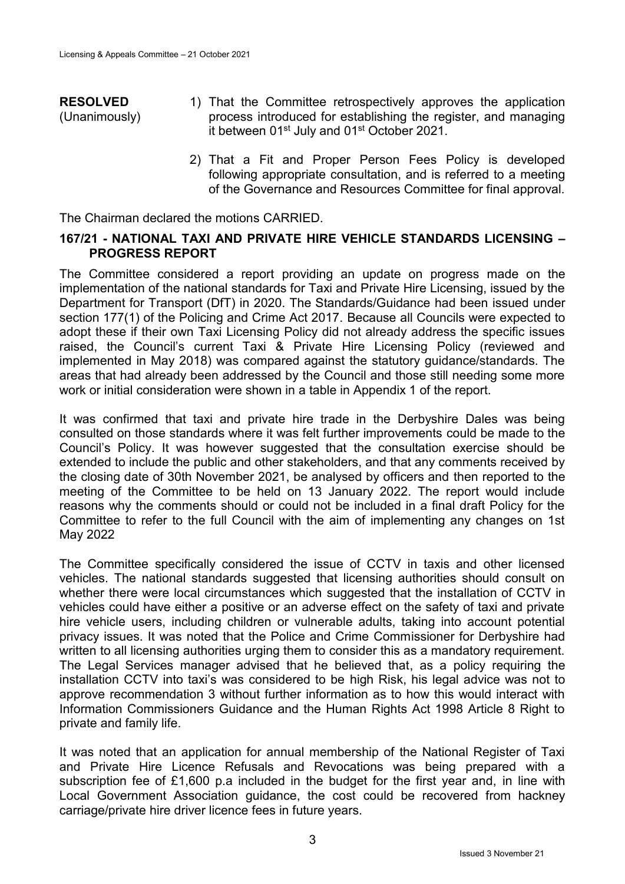**RESOLVED**
(Unanimously)

1) That the Committee retrospectively approves the application process introduced for establishing the register, and managing it between 01st July and 01st October 2021.

2) That a Fit and Proper Person Fees Policy is developed following appropriate consultation, and is referred to a meeting of the Governance and Resources Committee for final approval.

The Chairman declared the motions CARRIED.

## 167/21 - NATIONAL TAXI AND PRIVATE HIRE VEHICLE STANDARDS LICENSING – PROGRESS REPORT

The Committee considered a report providing an update on progress made on the implementation of the national standards for Taxi and Private Hire Licensing, issued by the Department for Transport (DfT) in 2020. The Standards/Guidance had been issued under section 177(1) of the Policing and Crime Act 2017. Because all Councils were expected to adopt these if their own Taxi Licensing Policy did not already address the specific issues raised, the Council's current Taxi & Private Hire Licensing Policy (reviewed and implemented in May 2018) was compared against the statutory guidance/standards. The areas that had already been addressed by the Council and those still needing some more work or initial consideration were shown in a table in Appendix 1 of the report.

It was confirmed that taxi and private hire trade in the Derbyshire Dales was being consulted on those standards where it was felt further improvements could be made to the Council's Policy. It was however suggested that the consultation exercise should be extended to include the public and other stakeholders, and that any comments received by the closing date of 30th November 2021, be analysed by officers and then reported to the meeting of the Committee to be held on 13 January 2022. The report would include reasons why the comments should or could not be included in a final draft Policy for the Committee to refer to the full Council with the aim of implementing any changes on 1st May 2022

The Committee specifically considered the issue of CCTV in taxis and other licensed vehicles. The national standards suggested that licensing authorities should consult on whether there were local circumstances which suggested that the installation of CCTV in vehicles could have either a positive or an adverse effect on the safety of taxi and private hire vehicle users, including children or vulnerable adults, taking into account potential privacy issues. It was noted that the Police and Crime Commissioner for Derbyshire had written to all licensing authorities urging them to consider this as a mandatory requirement. The Legal Services manager advised that he believed that, as a policy requiring the installation CCTV into taxi's was considered to be high Risk, his legal advice was not to approve recommendation 3 without further information as to how this would interact with Information Commissioners Guidance and the Human Rights Act 1998 Article 8 Right to private and family life.

It was noted that an application for annual membership of the National Register of Taxi and Private Hire Licence Refusals and Revocations was being prepared with a subscription fee of £1,600 p.a included in the budget for the first year and, in line with Local Government Association guidance, the cost could be recovered from hackney carriage/private hire driver licence fees in future years.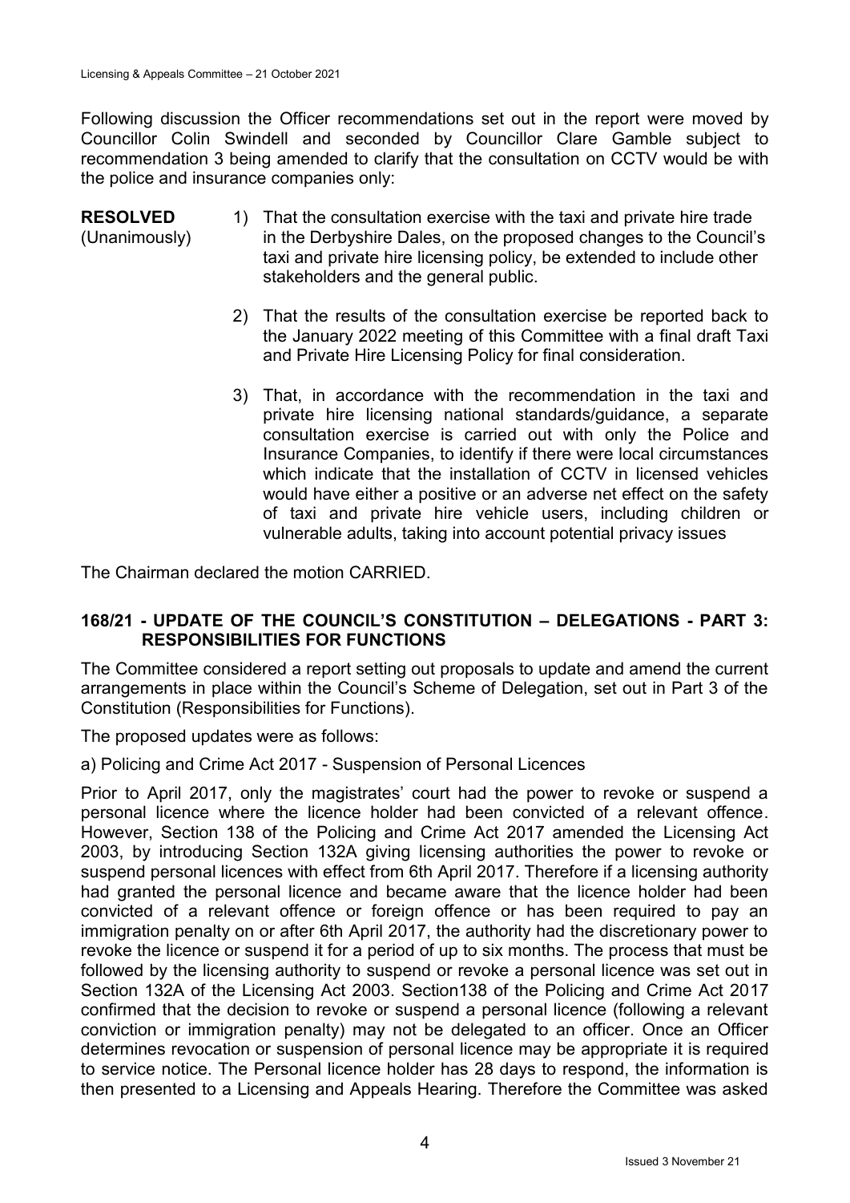Following discussion the Officer recommendations set out in the report were moved by Councillor Colin Swindell and seconded by Councillor Clare Gamble subject to recommendation 3 being amended to clarify that the consultation on CCTV would be with the police and insurance companies only:

**RESOLVED** (Unanimously)

1) That the consultation exercise with the taxi and private hire trade in the Derbyshire Dales, on the proposed changes to the Council's taxi and private hire licensing policy, be extended to include other stakeholders and the general public.

2) That the results of the consultation exercise be reported back to the January 2022 meeting of this Committee with a final draft Taxi and Private Hire Licensing Policy for final consideration.

3) That, in accordance with the recommendation in the taxi and private hire licensing national standards/guidance, a separate consultation exercise is carried out with only the Police and Insurance Companies, to identify if there were local circumstances which indicate that the installation of CCTV in licensed vehicles would have either a positive or an adverse net effect on the safety of taxi and private hire vehicle users, including children or vulnerable adults, taking into account potential privacy issues

The Chairman declared the motion CARRIED.

## 168/21 - UPDATE OF THE COUNCIL'S CONSTITUTION – DELEGATIONS - PART 3: RESPONSIBILITIES FOR FUNCTIONS

The Committee considered a report setting out proposals to update and amend the current arrangements in place within the Council's Scheme of Delegation, set out in Part 3 of the Constitution (Responsibilities for Functions).

The proposed updates were as follows:

a) Policing and Crime Act 2017 - Suspension of Personal Licences

Prior to April 2017, only the magistrates' court had the power to revoke or suspend a personal licence where the licence holder had been convicted of a relevant offence. However, Section 138 of the Policing and Crime Act 2017 amended the Licensing Act 2003, by introducing Section 132A giving licensing authorities the power to revoke or suspend personal licences with effect from 6th April 2017. Therefore if a licensing authority had granted the personal licence and became aware that the licence holder had been convicted of a relevant offence or foreign offence or has been required to pay an immigration penalty on or after 6th April 2017, the authority had the discretionary power to revoke the licence or suspend it for a period of up to six months. The process that must be followed by the licensing authority to suspend or revoke a personal licence was set out in Section 132A of the Licensing Act 2003. Section138 of the Policing and Crime Act 2017 confirmed that the decision to revoke or suspend a personal licence (following a relevant conviction or immigration penalty) may not be delegated to an officer. Once an Officer determines revocation or suspension of personal licence may be appropriate it is required to service notice. The Personal licence holder has 28 days to respond, the information is then presented to a Licensing and Appeals Hearing. Therefore the Committee was asked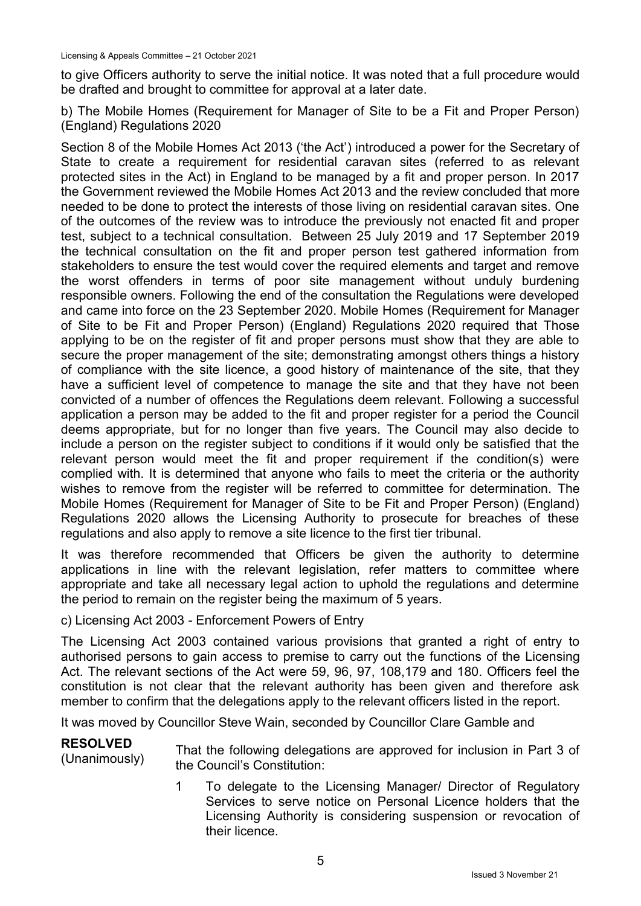to give Officers authority to serve the initial notice. It was noted that a full procedure would be drafted and brought to committee for approval at a later date.

b) The Mobile Homes (Requirement for Manager of Site to be a Fit and Proper Person) (England) Regulations 2020

Section 8 of the Mobile Homes Act 2013 ('the Act') introduced a power for the Secretary of State to create a requirement for residential caravan sites (referred to as relevant protected sites in the Act) in England to be managed by a fit and proper person. In 2017 the Government reviewed the Mobile Homes Act 2013 and the review concluded that more needed to be done to protect the interests of those living on residential caravan sites. One of the outcomes of the review was to introduce the previously not enacted fit and proper test, subject to a technical consultation. Between 25 July 2019 and 17 September 2019 the technical consultation on the fit and proper person test gathered information from stakeholders to ensure the test would cover the required elements and target and remove the worst offenders in terms of poor site management without unduly burdening responsible owners. Following the end of the consultation the Regulations were developed and came into force on the 23 September 2020. Mobile Homes (Requirement for Manager of Site to be Fit and Proper Person) (England) Regulations 2020 required that Those applying to be on the register of fit and proper persons must show that they are able to secure the proper management of the site; demonstrating amongst others things a history of compliance with the site licence, a good history of maintenance of the site, that they have a sufficient level of competence to manage the site and that they have not been convicted of a number of offences the Regulations deem relevant. Following a successful application a person may be added to the fit and proper register for a period the Council deems appropriate, but for no longer than five years. The Council may also decide to include a person on the register subject to conditions if it would only be satisfied that the relevant person would meet the fit and proper requirement if the condition(s) were complied with. It is determined that anyone who fails to meet the criteria or the authority wishes to remove from the register will be referred to committee for determination. The Mobile Homes (Requirement for Manager of Site to be Fit and Proper Person) (England) Regulations 2020 allows the Licensing Authority to prosecute for breaches of these regulations and also apply to remove a site licence to the first tier tribunal.

It was therefore recommended that Officers be given the authority to determine applications in line with the relevant legislation, refer matters to committee where appropriate and take all necessary legal action to uphold the regulations and determine the period to remain on the register being the maximum of 5 years.

c) Licensing Act 2003 - Enforcement Powers of Entry

The Licensing Act 2003 contained various provisions that granted a right of entry to authorised persons to gain access to premise to carry out the functions of the Licensing Act. The relevant sections of the Act were 59, 96, 97, 108,179 and 180. Officers feel the constitution is not clear that the relevant authority has been given and therefore ask member to confirm that the delegations apply to the relevant officers listed in the report.

It was moved by Councillor Steve Wain, seconded by Councillor Clare Gamble and

**RESOLVED** (Unanimously)

That the following delegations are approved for inclusion in Part 3 of the Council's Constitution:

1. To delegate to the Licensing Manager/ Director of Regulatory Services to serve notice on Personal Licence holders that the Licensing Authority is considering suspension or revocation of their licence.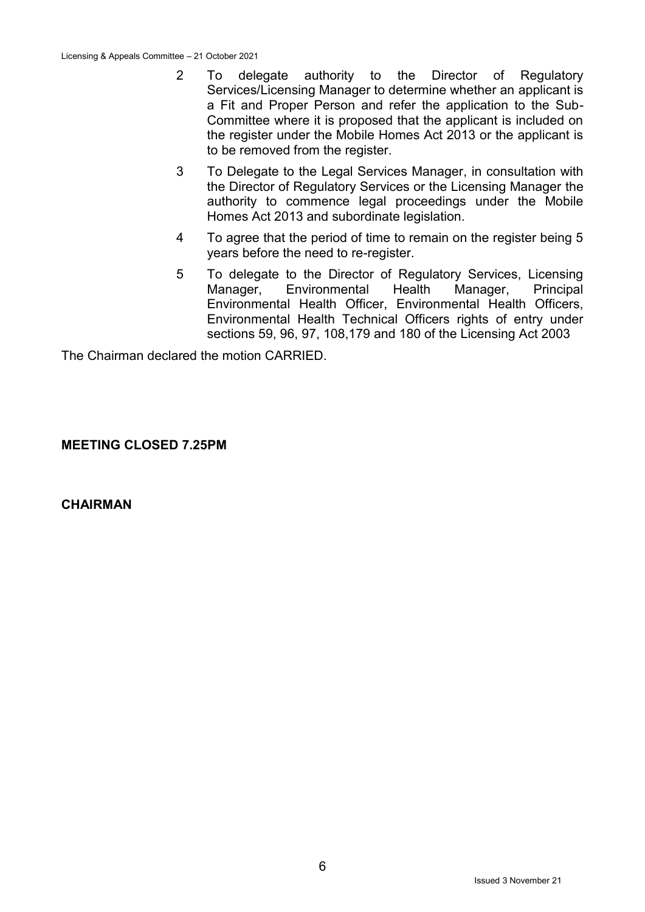2. To delegate authority to the Director of Regulatory Services/Licensing Manager to determine whether an applicant is a Fit and Proper Person and refer the application to the Sub-Committee where it is proposed that the applicant is included on the register under the Mobile Homes Act 2013 or the applicant is to be removed from the register.
3. To Delegate to the Legal Services Manager, in consultation with the Director of Regulatory Services or the Licensing Manager the authority to commence legal proceedings under the Mobile Homes Act 2013 and subordinate legislation.
4. To agree that the period of time to remain on the register being 5 years before the need to re-register.
5. To delegate to the Director of Regulatory Services, Licensing Manager, Environmental Health Manager, Principal Environmental Health Officer, Environmental Health Officers, Environmental Health Technical Officers rights of entry under sections 59, 96, 97, 108,179 and 180 of the Licensing Act 2003

The Chairman declared the motion CARRIED.

**MEETING CLOSED 7.25PM**

**CHAIRMAN**